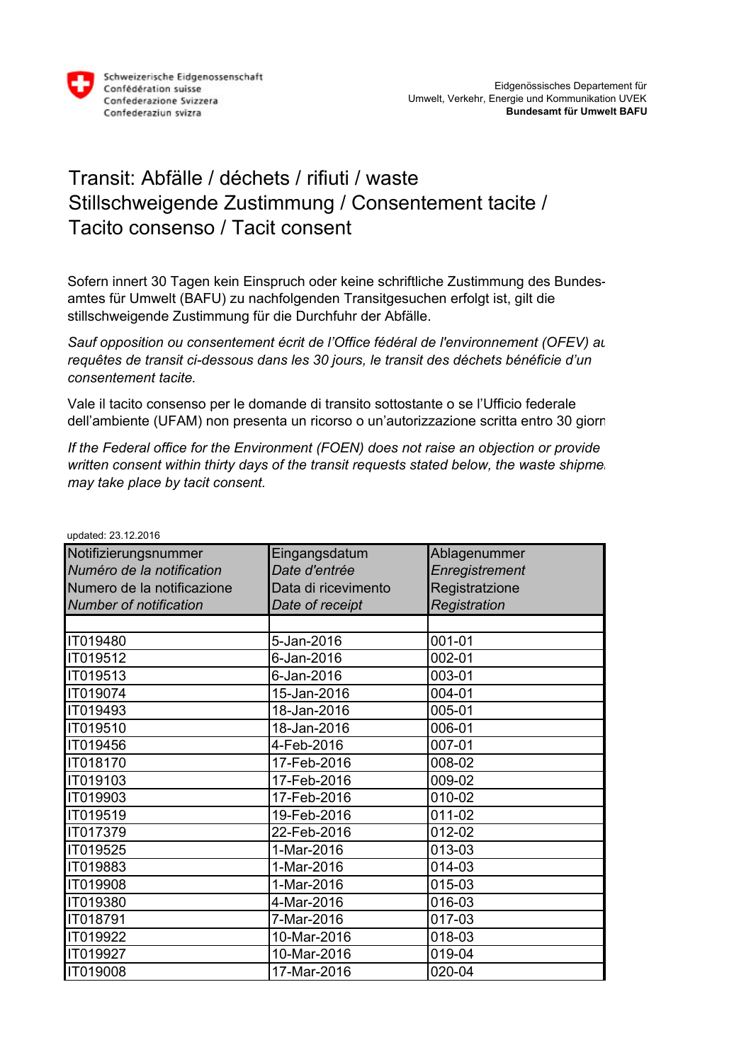Schweizerische Eidgenossenschaft
Confédération suisse
Confederazione Svizzera
Confederaziun svizra

Eidgenössisches Departement für
Umwelt, Verkehr, Energie und Kommunikation UVEK
**Bundesamt für Umwelt BAFU**

# Transit: Abfälle / déchets / rifiuti / waste
# Stillschweigende Zustimmung / Consentement tacite / Tacito consenso / Tacit consent

Sofern innert 30 Tagen kein Einspruch oder keine schriftliche Zustimmung des Bundes-amtes für Umwelt (BAFU) zu nachfolgenden Transitgesuchen erfolgt ist, gilt die stillschweigende Zustimmung für die Durchfuhr der Abfälle.

*Sauf opposition ou consentement écrit de l'Office fédéral de l'environnement (OFEV) au requêtes de transit ci-dessous dans les 30 jours, le transit des déchets bénéficie d'un consentement tacite.*

Vale il tacito consenso per le domande di transito sottostante o se l'Ufficio federale dell'ambiente (UFAM) non presenta un ricorso o un'autorizzazione scritta entro 30 giorn

*If the Federal office for the Environment (FOEN) does not raise an objection or provide written consent within thirty days of the transit requests stated below, the waste shipme may take place by tacit consent.*

updated: 23.12.2016

| Notifizierungsnummer<br>*Numéro de la notification*<br>Numero de la notificazione<br>*Number of notification* | Eingangsdatum<br>*Date d'entrée*<br>Data di ricevimento<br>*Date of receipt* | Ablagenummer<br>*Enregistrement*<br>Registratzione<br>*Registration* |
|---|---|---|
| | | |
| IT019480 | 5-Jan-2016 | 001-01 |
| IT019512 | 6-Jan-2016 | 002-01 |
| IT019513 | 6-Jan-2016 | 003-01 |
| IT019074 | 15-Jan-2016 | 004-01 |
| IT019493 | 18-Jan-2016 | 005-01 |
| IT019510 | 18-Jan-2016 | 006-01 |
| IT019456 | 4-Feb-2016 | 007-01 |
| IT018170 | 17-Feb-2016 | 008-02 |
| IT019103 | 17-Feb-2016 | 009-02 |
| IT019903 | 17-Feb-2016 | 010-02 |
| IT019519 | 19-Feb-2016 | 011-02 |
| IT017379 | 22-Feb-2016 | 012-02 |
| IT019525 | 1-Mar-2016 | 013-03 |
| IT019883 | 1-Mar-2016 | 014-03 |
| IT019908 | 1-Mar-2016 | 015-03 |
| IT019380 | 4-Mar-2016 | 016-03 |
| IT018791 | 7-Mar-2016 | 017-03 |
| IT019922 | 10-Mar-2016 | 018-03 |
| IT019927 | 10-Mar-2016 | 019-04 |
| IT019008 | 17-Mar-2016 | 020-04 |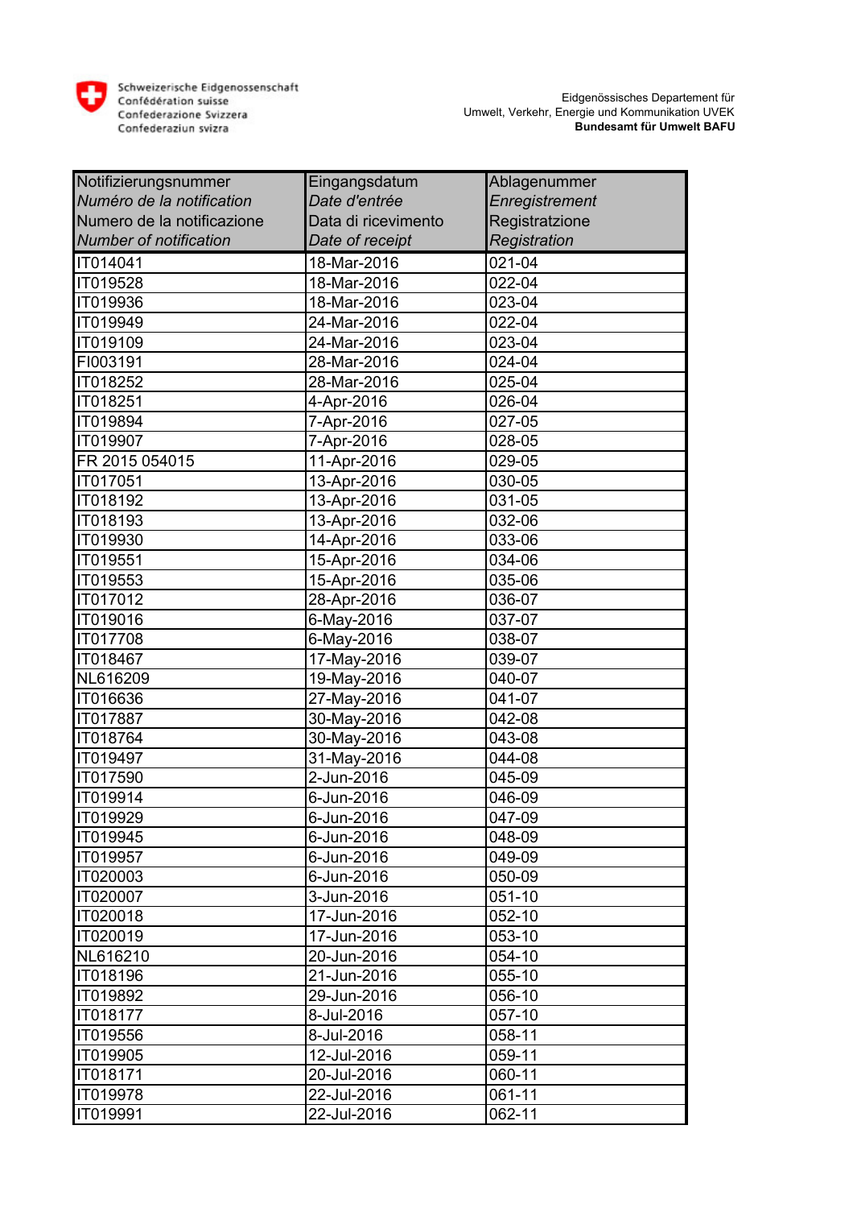Schweizerische Eidgenossenschaft
Confédération suisse
Confederazione Svizzera
Confederaziun svizra

Eidgenössisches Departement für
Umwelt, Verkehr, Energie und Kommunikation UVEK
**Bundesamt für Umwelt BAFU**

| Notifizierungsnummer<br>*Numéro de la notification*<br>Numero de la notificazione<br>*Number of notification* | Eingangsdatum<br>*Date d'entrée*<br>Data di ricevimento<br>*Date of receipt* | Ablagenummer<br>*Enregistrement*<br>Registratzione<br>*Registration* |
|---|---|---|
| IT014041 | 18-Mar-2016 | 021-04 |
| IT019528 | 18-Mar-2016 | 022-04 |
| IT019936 | 18-Mar-2016 | 023-04 |
| IT019949 | 24-Mar-2016 | 022-04 |
| IT019109 | 24-Mar-2016 | 023-04 |
| FI003191 | 28-Mar-2016 | 024-04 |
| IT018252 | 28-Mar-2016 | 025-04 |
| IT018251 | 4-Apr-2016 | 026-04 |
| IT019894 | 7-Apr-2016 | 027-05 |
| IT019907 | 7-Apr-2016 | 028-05 |
| FR 2015 054015 | 11-Apr-2016 | 029-05 |
| IT017051 | 13-Apr-2016 | 030-05 |
| IT018192 | 13-Apr-2016 | 031-05 |
| IT018193 | 13-Apr-2016 | 032-06 |
| IT019930 | 14-Apr-2016 | 033-06 |
| IT019551 | 15-Apr-2016 | 034-06 |
| IT019553 | 15-Apr-2016 | 035-06 |
| IT017012 | 28-Apr-2016 | 036-07 |
| IT019016 | 6-May-2016 | 037-07 |
| IT017708 | 6-May-2016 | 038-07 |
| IT018467 | 17-May-2016 | 039-07 |
| NL616209 | 19-May-2016 | 040-07 |
| IT016636 | 27-May-2016 | 041-07 |
| IT017887 | 30-May-2016 | 042-08 |
| IT018764 | 30-May-2016 | 043-08 |
| IT019497 | 31-May-2016 | 044-08 |
| IT017590 | 2-Jun-2016 | 045-09 |
| IT019914 | 6-Jun-2016 | 046-09 |
| IT019929 | 6-Jun-2016 | 047-09 |
| IT019945 | 6-Jun-2016 | 048-09 |
| IT019957 | 6-Jun-2016 | 049-09 |
| IT020003 | 6-Jun-2016 | 050-09 |
| IT020007 | 3-Jun-2016 | 051-10 |
| IT020018 | 17-Jun-2016 | 052-10 |
| IT020019 | 17-Jun-2016 | 053-10 |
| NL616210 | 20-Jun-2016 | 054-10 |
| IT018196 | 21-Jun-2016 | 055-10 |
| IT019892 | 29-Jun-2016 | 056-10 |
| IT018177 | 8-Jul-2016 | 057-10 |
| IT019556 | 8-Jul-2016 | 058-11 |
| IT019905 | 12-Jul-2016 | 059-11 |
| IT018171 | 20-Jul-2016 | 060-11 |
| IT019978 | 22-Jul-2016 | 061-11 |
| IT019991 | 22-Jul-2016 | 062-11 |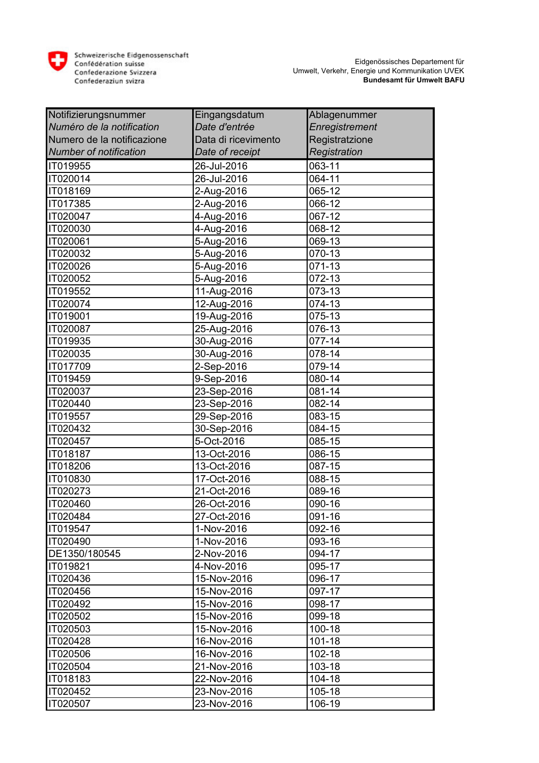Schweizerische Eidgenossenschaft
Confédération suisse
Confederazione Svizzera
Confederaziun svizra

Eidgenössisches Departement für Umwelt, Verkehr, Energie und Kommunikation UVEK
**Bundesamt für Umwelt BAFU**

| Notifizierungsnummer<br>*Numéro de la notification*<br>Numero de la notificazione<br>*Number of notification* | Eingangsdatum<br>*Date d'entrée*<br>Data di ricevimento<br>*Date of receipt* | Ablagenummer<br>*Enregistrement*<br>Registratzione<br>*Registration* |
|---|---|---|
| IT019955 | 26-Jul-2016 | 063-11 |
| IT020014 | 26-Jul-2016 | 064-11 |
| IT018169 | 2-Aug-2016 | 065-12 |
| IT017385 | 2-Aug-2016 | 066-12 |
| IT020047 | 4-Aug-2016 | 067-12 |
| IT020030 | 4-Aug-2016 | 068-12 |
| IT020061 | 5-Aug-2016 | 069-13 |
| IT020032 | 5-Aug-2016 | 070-13 |
| IT020026 | 5-Aug-2016 | 071-13 |
| IT020052 | 5-Aug-2016 | 072-13 |
| IT019552 | 11-Aug-2016 | 073-13 |
| IT020074 | 12-Aug-2016 | 074-13 |
| IT019001 | 19-Aug-2016 | 075-13 |
| IT020087 | 25-Aug-2016 | 076-13 |
| IT019935 | 30-Aug-2016 | 077-14 |
| IT020035 | 30-Aug-2016 | 078-14 |
| IT017709 | 2-Sep-2016 | 079-14 |
| IT019459 | 9-Sep-2016 | 080-14 |
| IT020037 | 23-Sep-2016 | 081-14 |
| IT020440 | 23-Sep-2016 | 082-14 |
| IT019557 | 29-Sep-2016 | 083-15 |
| IT020432 | 30-Sep-2016 | 084-15 |
| IT020457 | 5-Oct-2016 | 085-15 |
| IT018187 | 13-Oct-2016 | 086-15 |
| IT018206 | 13-Oct-2016 | 087-15 |
| IT010830 | 17-Oct-2016 | 088-15 |
| IT020273 | 21-Oct-2016 | 089-16 |
| IT020460 | 26-Oct-2016 | 090-16 |
| IT020484 | 27-Oct-2016 | 091-16 |
| IT019547 | 1-Nov-2016 | 092-16 |
| IT020490 | 1-Nov-2016 | 093-16 |
| DE1350/180545 | 2-Nov-2016 | 094-17 |
| IT019821 | 4-Nov-2016 | 095-17 |
| IT020436 | 15-Nov-2016 | 096-17 |
| IT020456 | 15-Nov-2016 | 097-17 |
| IT020492 | 15-Nov-2016 | 098-17 |
| IT020502 | 15-Nov-2016 | 099-18 |
| IT020503 | 15-Nov-2016 | 100-18 |
| IT020428 | 16-Nov-2016 | 101-18 |
| IT020506 | 16-Nov-2016 | 102-18 |
| IT020504 | 21-Nov-2016 | 103-18 |
| IT018183 | 22-Nov-2016 | 104-18 |
| IT020452 | 23-Nov-2016 | 105-18 |
| IT020507 | 23-Nov-2016 | 106-19 |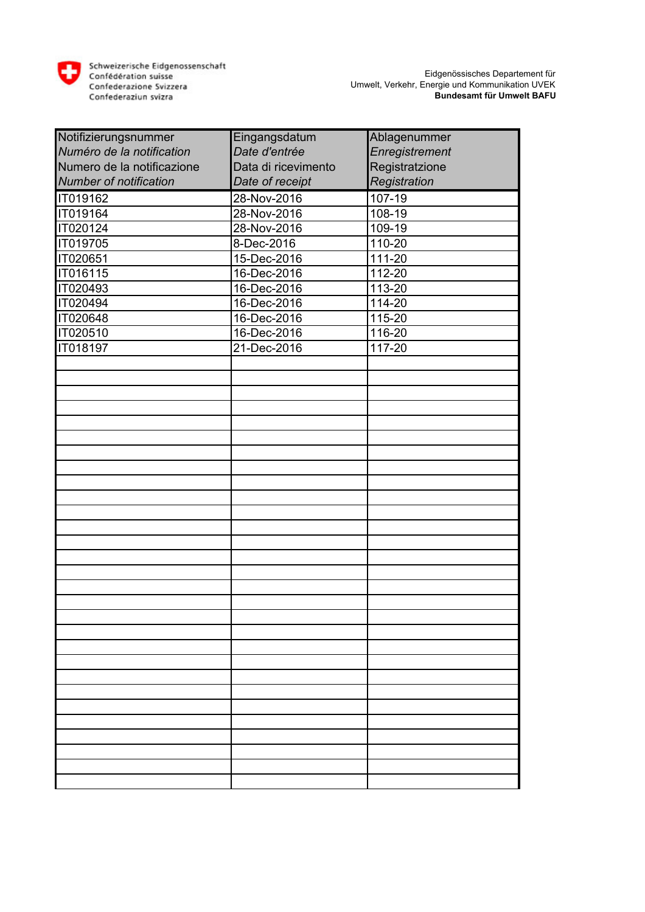Schweizerische Eidgenossenschaft
Confédération suisse
Confederazione Svizzera
Confederaziun svizra

Eidgenössisches Departement für
Umwelt, Verkehr, Energie und Kommunikation UVEK
**Bundesamt für Umwelt BAFU**

| Notifizierungsnummer<br>*Numéro de la notification*<br>Numero de la notificazione<br>*Number of notification* | Eingangsdatum<br>*Date d'entrée*<br>Data di ricevimento<br>*Date of receipt* | Ablagenummer<br>*Enregistrement*<br>Registratzione<br>*Registration* |
|---|---|---|
| IT019162 | 28-Nov-2016 | 107-19 |
| IT019164 | 28-Nov-2016 | 108-19 |
| IT020124 | 28-Nov-2016 | 109-19 |
| IT019705 | 8-Dec-2016 | 110-20 |
| IT020651 | 15-Dec-2016 | 111-20 |
| IT016115 | 16-Dec-2016 | 112-20 |
| IT020493 | 16-Dec-2016 | 113-20 |
| IT020494 | 16-Dec-2016 | 114-20 |
| IT020648 | 16-Dec-2016 | 115-20 |
| IT020510 | 16-Dec-2016 | 116-20 |
| IT018197 | 21-Dec-2016 | 117-20 |